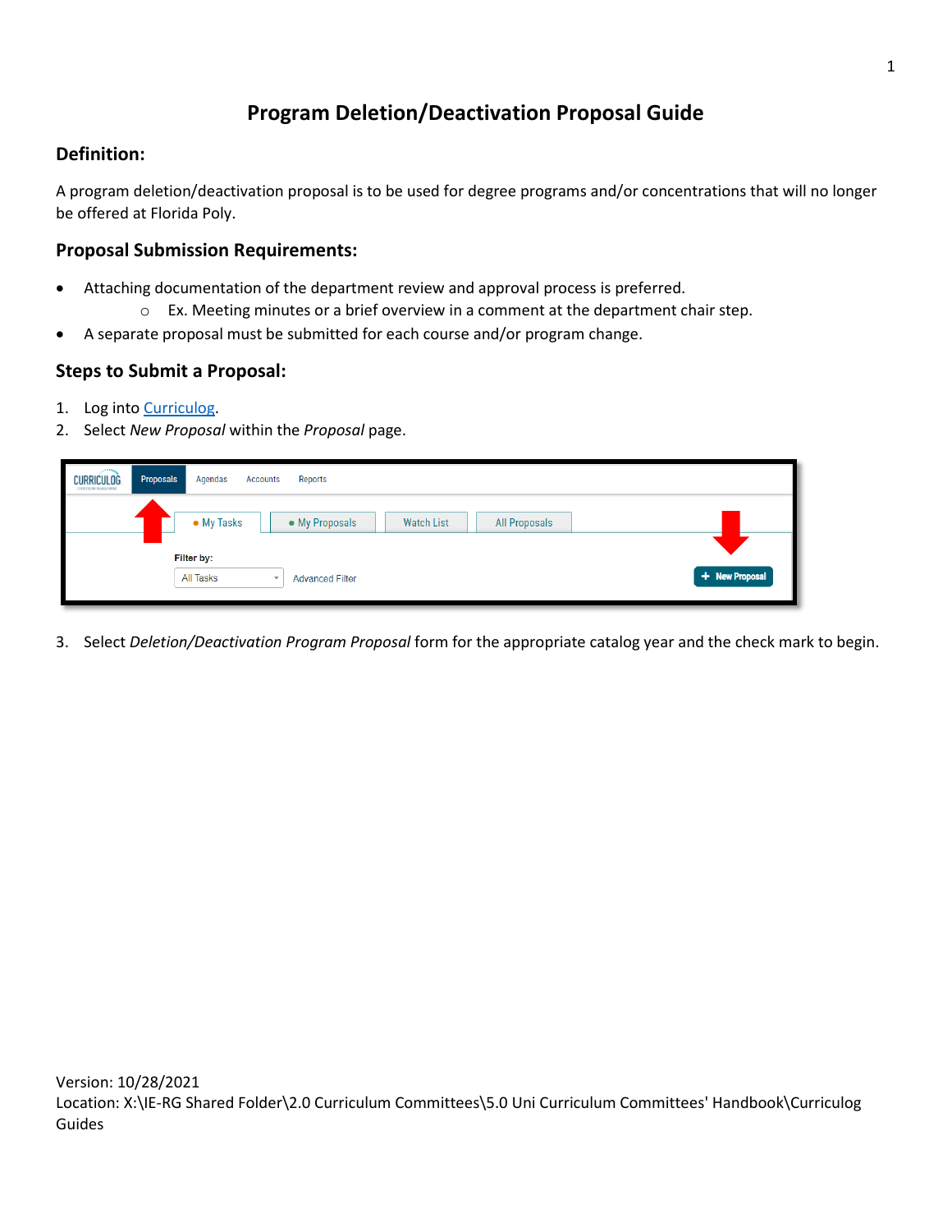# Program Deletion/Deactivation Proposal Guide

## Definition:

A program deletion/deactivation proposal is to be used for degree programs and/or concentrations that will no longer be offered at Florida Poly.

## Proposal Submission Requirements:

- Attaching documentation of the department review and approval process is preferred.
  - Ex. Meeting minutes or a brief overview in a comment at the department chair step.
- A separate proposal must be submitted for each course and/or program change.

## Steps to Submit a Proposal:

1. Log into Curriculog.
2. Select *New Proposal* within the *Proposal* page.
3. Select *Deletion/Deactivation Program Proposal* form for the appropriate catalog year and the check mark to begin.

Version: 10/28/2021
Location: X:\IE-RG Shared Folder\2.0 Curriculum Committees\5.0 Uni Curriculum Committees' Handbook\Curriculog Guides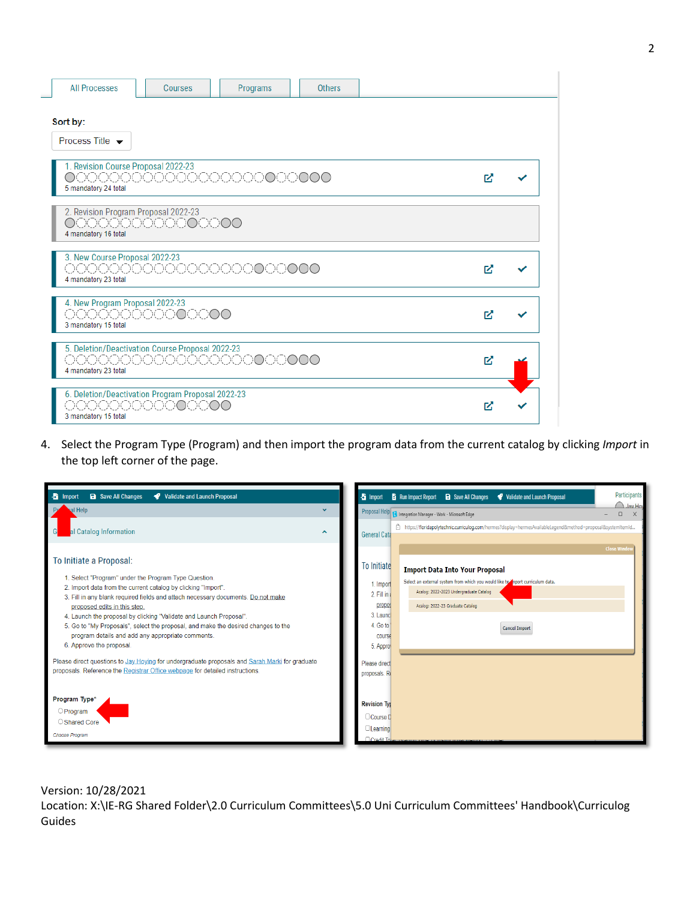All Processes | Courses | Programs | Others

Sort by: Process Title

1. Revision Course Proposal 2022-23
5 mandatory 24 total

2. Revision Program Proposal 2022-23
4 mandatory 16 total

3. New Course Proposal 2022-23
4 mandatory 23 total

4. New Program Proposal 2022-23
3 mandatory 15 total

5. Deletion/Deactivation Course Proposal 2022-23
4 mandatory 23 total

6. Deletion/Deactivation Program Proposal 2022-23
3 mandatory 15 total

4. Select the Program Type (Program) and then import the program data from the current catalog by clicking *Import* in the top left corner of the page.

Import | Save All Changes | Validate and Launch Proposal

Proposal Help

General Catalog Information

To Initiate a Proposal:

1. Select "Program" under the Program Type Question.
2. Import data from the current catalog by clicking "Import".
3. Fill in any blank required fields and attach necessary documents. Do not make proposed edits in this step.
4. Launch the proposal by clicking "Validate and Launch Proposal".
5. Go to "My Proposals", select the proposal, and make the desired changes to the program details and add any appropriate comments.
6. Approve the proposal.

Please direct questions to Jay Hoying for undergraduate proposals and Sarah Marki for graduate proposals. Reference the Registrar Office webpage for detailed instructions.

Program Type*
- Program
- Shared Core

Choose Program

Import | Run Impact Report | Save All Changes | Validate and Launch Proposal

Import Data Into Your Proposal

Select an external system from which you would like to import curriculum data.

Acalog: 2022-2023 Undergraduate Catalog

Acalog: 2022-23 Graduate Catalog

Cancel Import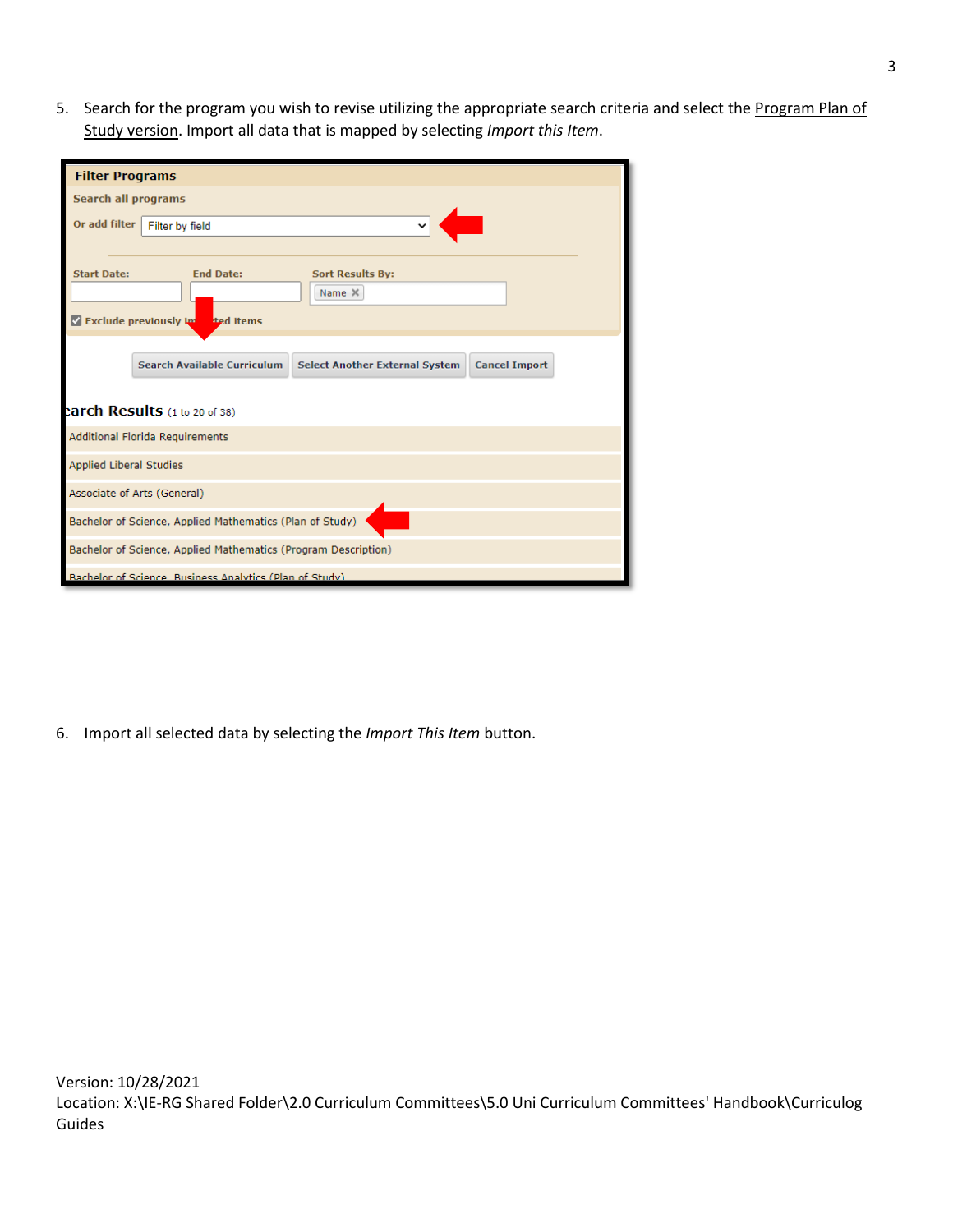5. Search for the program you wish to revise utilizing the appropriate search criteria and select the Program Plan of Study version. Import all data that is mapped by selecting *Import this Item*.

6. Import all selected data by selecting the *Import This Item* button.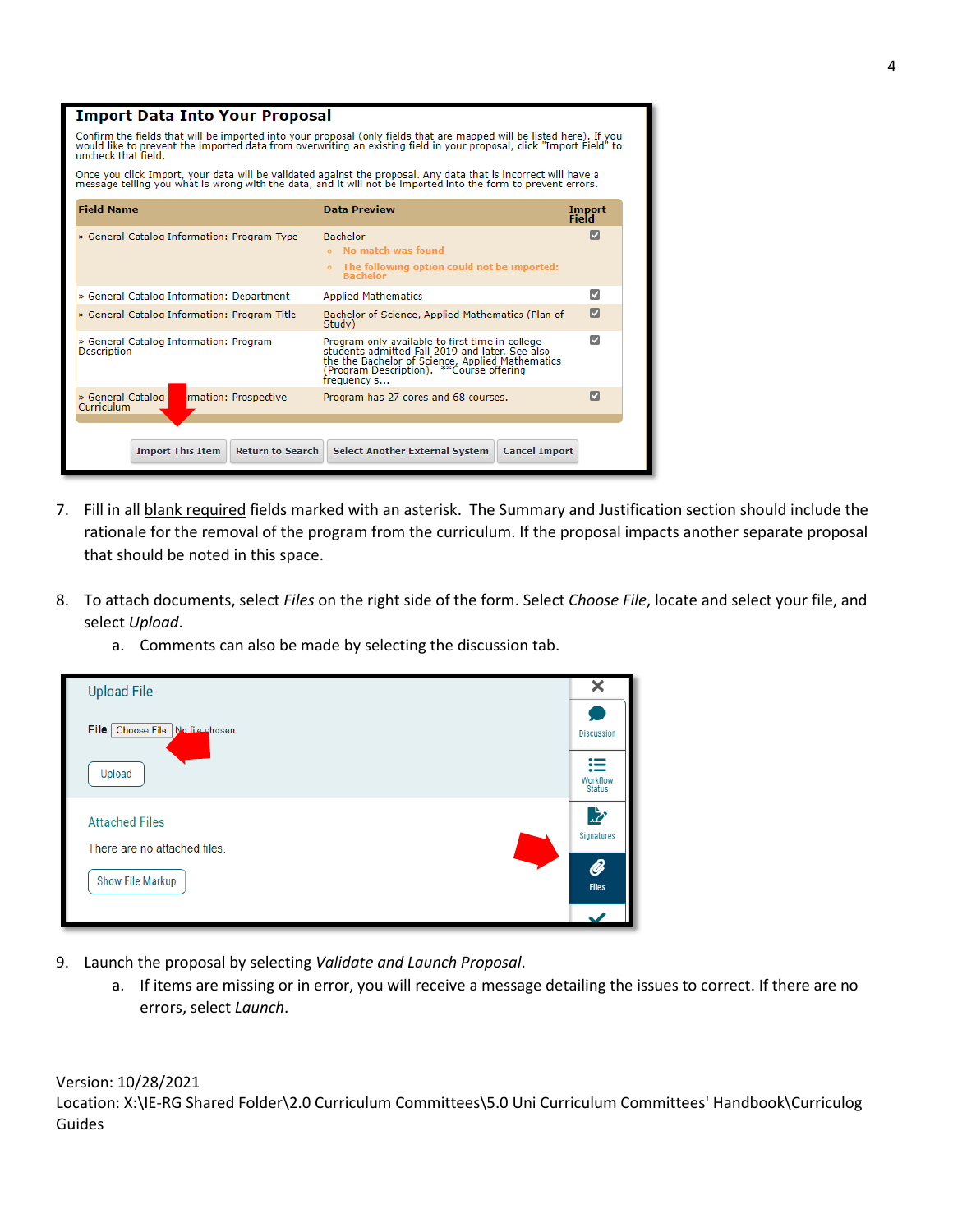### Import Data Into Your Proposal

Confirm the fields that will be imported into your proposal (only fields that are mapped will be listed here). If you would like to prevent the imported data from overwriting an existing field in your proposal, click "Import Field" to uncheck that field.

Once you click Import, your data will be validated against the proposal. Any data that is incorrect will have a message telling you what is wrong with the data, and it will not be imported into the form to prevent errors.

| Field Name | Data Preview | Import Field |
| --- | --- | --- |
| » General Catalog Information: Program Type | Bachelor<br>○ No match was found<br>○ The following option could not be imported: Bachelor | ☑ |
| » General Catalog Information: Department | Applied Mathematics | ☑ |
| » General Catalog Information: Program Title | Bachelor of Science, Applied Mathematics (Plan of Study) | ☑ |
| » General Catalog Information: Program Description | Program only available to first time in college students admitted Fall 2019 and later. See also the the Bachelor of Science, Applied Mathematics (Program Description). **Course offering frequency s... | ☑ |
| » General Catalog Information: Prospective Curriculum | Program has 27 cores and 68 courses. | ☑ |

Import This Item | Return to Search | Select Another External System | Cancel Import

7. Fill in all blank required fields marked with an asterisk. The Summary and Justification section should include the rationale for the removal of the program from the curriculum. If the proposal impacts another separate proposal that should be noted in this space.

8. To attach documents, select *Files* on the right side of the form. Select *Choose File*, locate and select your file, and select *Upload*.
   a. Comments can also be made by selecting the discussion tab.

Upload File

File Choose File No file chosen

Upload

Attached Files

There are no attached files.

Show File Markup

Discussion
Workflow Status
Signatures
Files

9. Launch the proposal by selecting *Validate and Launch Proposal*.
   a. If items are missing or in error, you will receive a message detailing the issues to correct. If there are no errors, select *Launch*.

Version: 10/28/2021
Location: X:\IE-RG Shared Folder\2.0 Curriculum Committees\5.0 Uni Curriculum Committees' Handbook\Curriculog Guides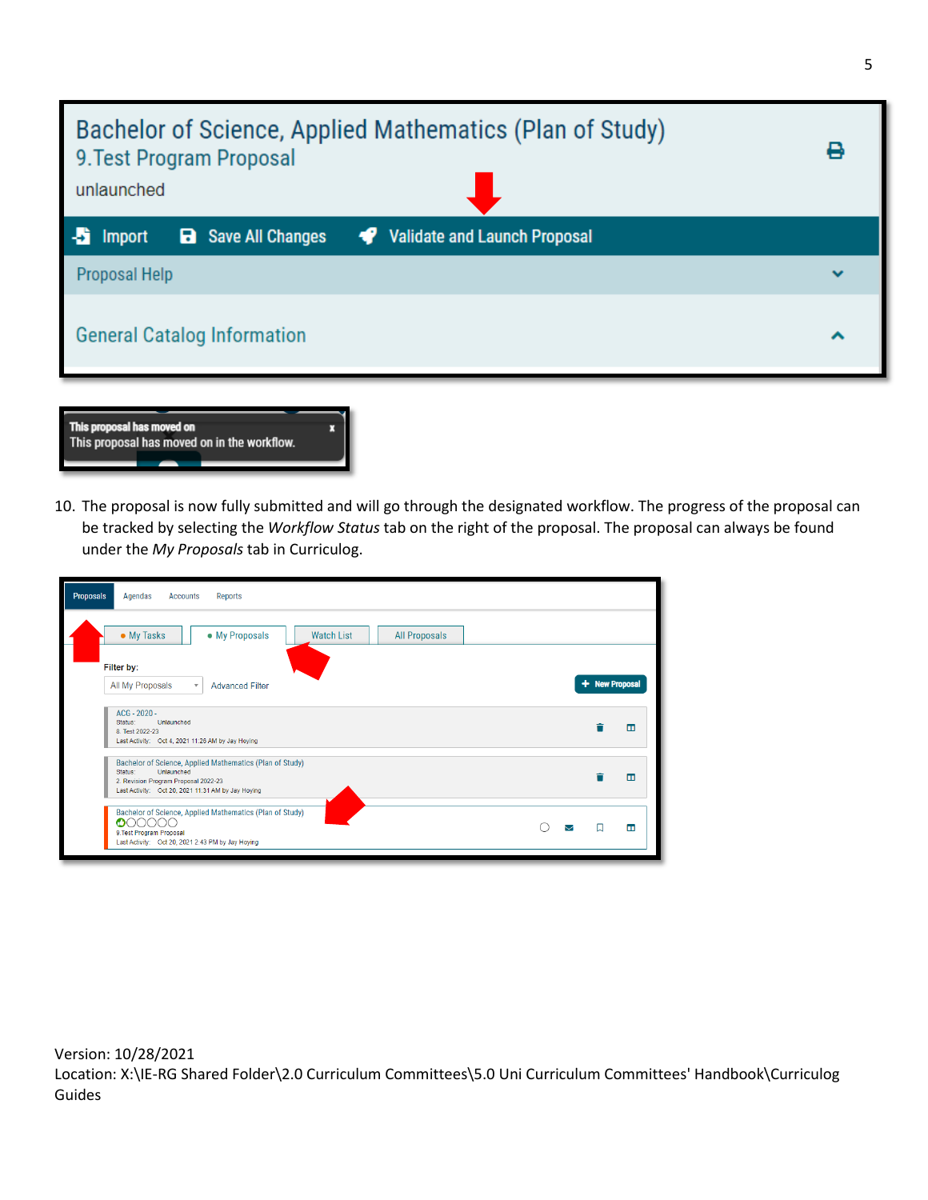Bachelor of Science, Applied Mathematics (Plan of Study)
9.Test Program Proposal
unlaunched

Import Save All Changes Validate and Launch Proposal

Proposal Help

General Catalog Information

This proposal has moved on
This proposal has moved on in the workflow.

10. The proposal is now fully submitted and will go through the designated workflow. The progress of the proposal can be tracked by selecting the *Workflow Status* tab on the right of the proposal. The proposal can always be found under the *My Proposals* tab in Curriculog.

Proposals Agendas Accounts Reports

My Tasks My Proposals Watch List All Proposals

Filter by:
All My Proposals Advanced Filter New Proposal

ACG - 2020 -
Status: Unlaunched
8. Test 2022-23
Last Activity: Oct 4, 2021 11:26 AM by Jay Hoying

Bachelor of Science, Applied Mathematics (Plan of Study)
Status: Unlaunched
2. Revision Program Proposal 2022-23
Last Activity: Oct 20, 2021 11:31 AM by Jay Hoying

Bachelor of Science, Applied Mathematics (Plan of Study)
9.Test Program Proposal
Last Activity: Oct 20, 2021 2:43 PM by Jay Hoying

Version: 10/28/2021
Location: X:\IE-RG Shared Folder\2.0 Curriculum Committees\5.0 Uni Curriculum Committees' Handbook\Curriculog Guides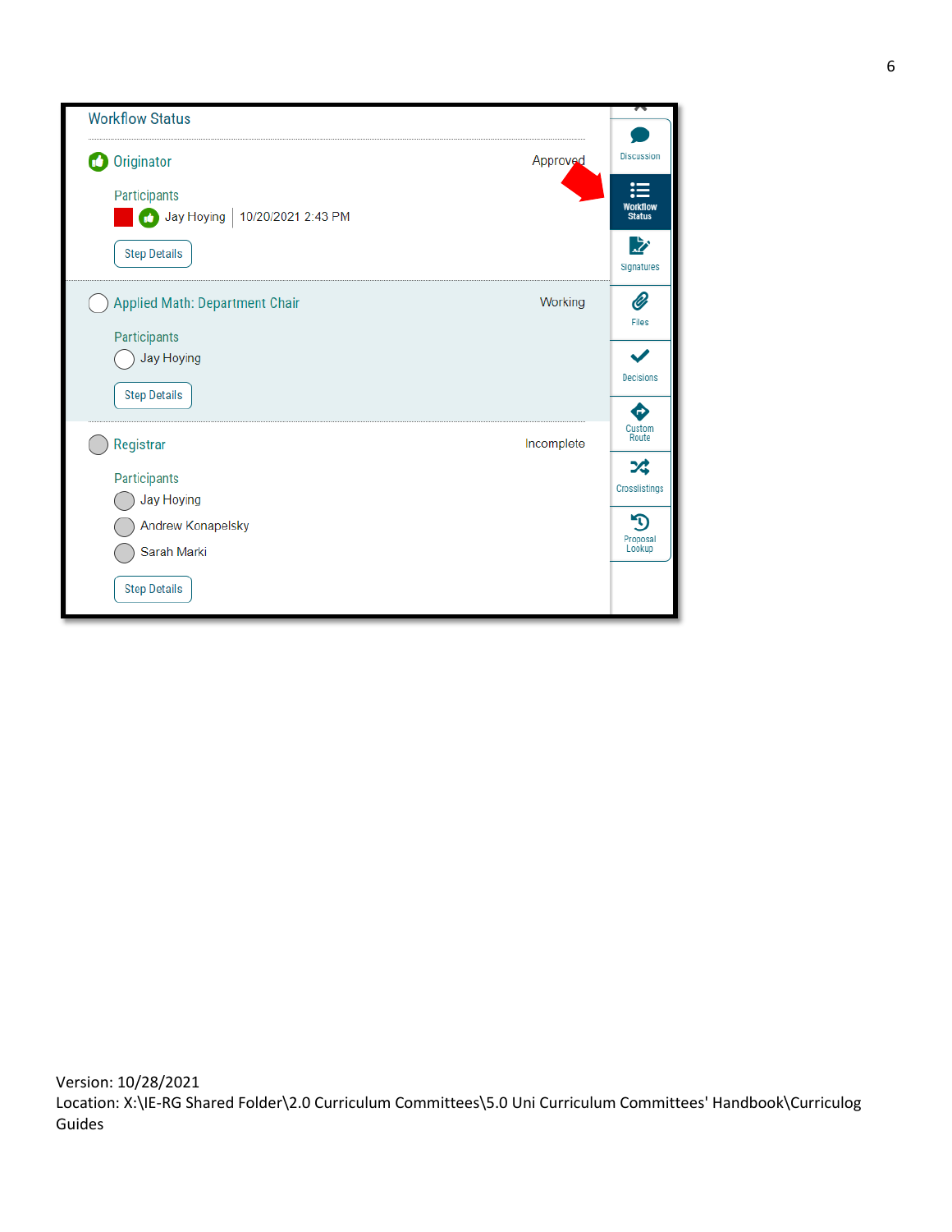Workflow Status

Originator — Approved

Participants

Jay Hoying | 10/20/2021 2:43 PM

Step Details

Applied Math: Department Chair — Working

Participants

Jay Hoying

Step Details

Registrar — Incomplete

Participants

Jay Hoying

Andrew Konapelsky

Sarah Marki

Step Details

Discussion

Workflow Status

Signatures

Files

Decisions

Custom Route

Crosslistings

Proposal Lookup

Version: 10/28/2021

Location: X:\IE-RG Shared Folder\2.0 Curriculum Committees\5.0 Uni Curriculum Committees' Handbook\Curriculog Guides